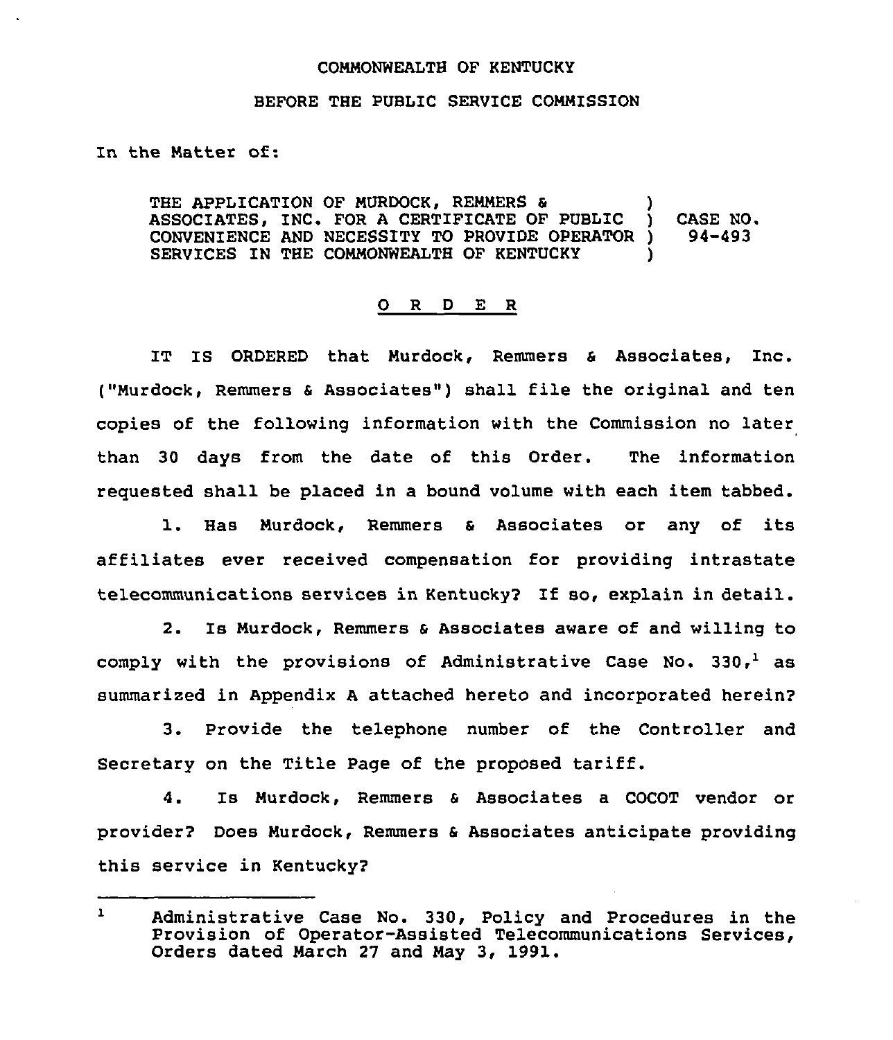COMMONWEALTH OF KENTUCKY

BEFORE THE PUBLIC SERVICE COMMISSION

In the Matter of:

THE APPLICATION OF MURDOCK, REMMERS & ASSOCIATES, INC. FOR A CERTIFICATE OF PUBLIC CONVENIENCE AND NECESSITY TO PROVIDE OPERATOR SERVICES IN THE COMMONWEALTH OF KENTUCKY ) CASE NO. 94-493

# O R D E R

IT IS ORDERED that Murdock, Remmers & Associates, Inc. ("Murdock, Remmers & Associates") shall file the original and ten copies of the following information with the Commission no later than 30 days from the date of this Order. The information requested shall be placed in a bound volume with each item tabbed.

1. Has Murdock, Remmers & Associates or any of its affiliates ever received compensation for providing intrastate telecommunications services in Kentucky? If so, explain in detail.

2. Is Murdock, Remmers & Associates aware of and willing to comply with the provisions of Administrative Case No. 330,[1] as summarized in Appendix A attached hereto and incorporated herein?

3. Provide the telephone number of the Controller and Secretary on the Title Page of the proposed tariff.

4. Is Murdock, Remmers & Associates a COCOT vendor or provider? Does Murdock, Remmers & Associates anticipate providing this service in Kentucky?

---

[1] Administrative Case No. 330, Policy and Procedures in the Provision of Operator-Assisted Telecommunications Services, Orders dated March 27 and May 3, 1991.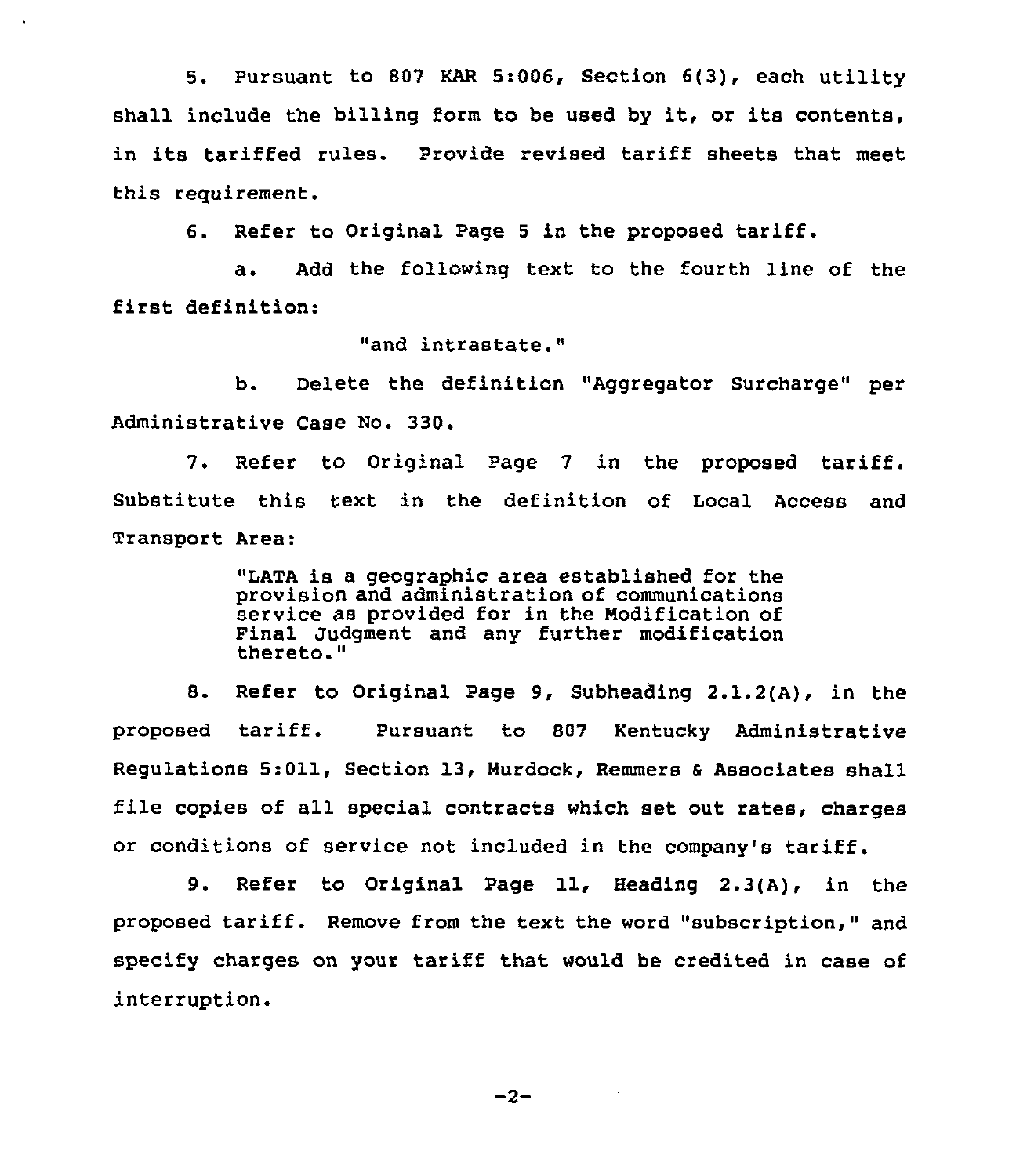5. Pursuant to 807 KAR 5:006, Section 6(3), each utility shall include the billing form to be used by it, or its contents, in its tariffed rules. Provide revised tariff sheets that meet this requirement.

6. Refer to Original Page 5 in the proposed tariff.

a. Add the following text to the fourth line of the first definition:

"and intrastate."

b. Delete the definition "Aggregator Surcharge" per Administrative Case No. 330.

7. Refer to Original Page 7 in the proposed tariff. Substitute this text in the definition of Local Access and Transport Area:

> "LATA is a geographic area established for the provision and administration of communications service as provided for in the Modification of Final Judgment and any further modification thereto."

8. Refer to Original Page 9, Subheading 2.1.2(A), in the proposed tariff. Pursuant to 807 Kentucky Administrative Regulations 5:011, Section 13, Murdock, Remmers & Associates shall file copies of all special contracts which set out rates, charges or conditions of service not included in the company's tariff.

9. Refer to Original Page 11, Heading 2.3(A), in the proposed tariff. Remove from the text the word "subscription," and specify charges on your tariff that would be credited in case of interruption.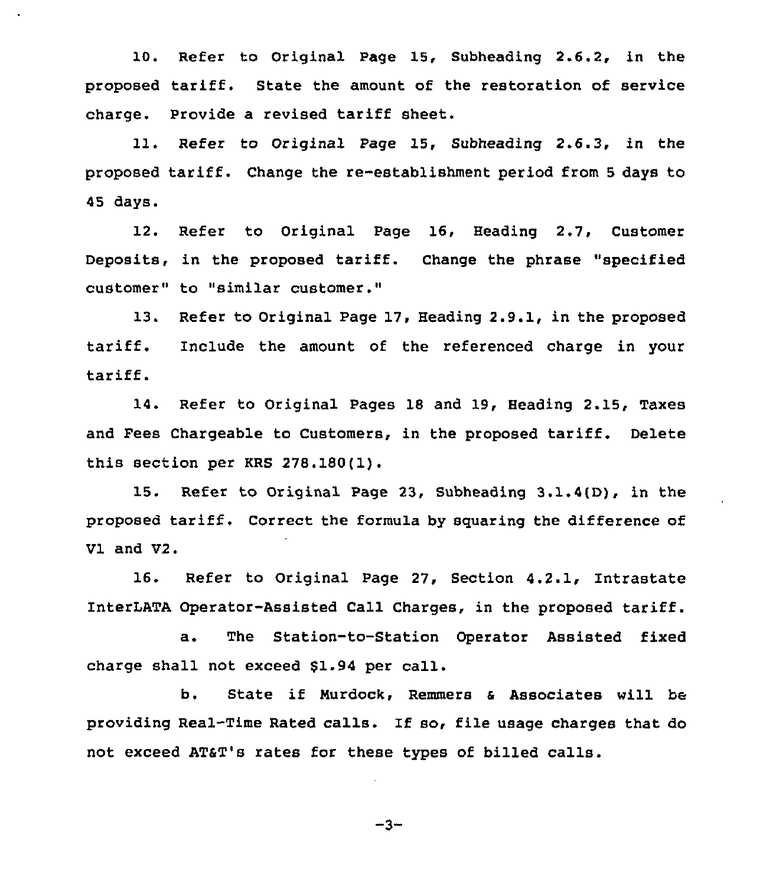10. Refer to Original Page 15, Subheading 2.6.2, in the proposed tariff. State the amount of the restoration of service charge. Provide a revised tariff sheet.

11. Refer to Original Page 15, Subheading 2.6.3, in the proposed tariff. Change the re-establishment period from 5 days to 45 days.

12. Refer to Original Page 16, Heading 2.7, Customer Deposits, in the proposed tariff. Change the phrase "specified customer" to "similar customer."

13. Refer to Original Page 17, Heading 2.9.1, in the proposed tariff. Include the amount of the referenced charge in your tariff.

14. Refer to Original Pages 18 and 19, Heading 2.15, Taxes and Fees Chargeable to Customers, in the proposed tariff. Delete this section per KRS 278.180(1).

15. Refer to Original Page 23, Subheading 3.1.4(D), in the proposed tariff. Correct the formula by squaring the difference of V1 and V2.

16. Refer to Original Page 27, Section 4.2.1, Intrastate InterLATA Operator-Assisted Call Charges, in the proposed tariff.

a. The Station-to-Station Operator Assisted fixed charge shall not exceed $1.94 per call.

b. State if Murdock, Remmers & Associates will be providing Real-Time Rated calls. If so, file usage charges that do not exceed AT&T's rates for these types of billed calls.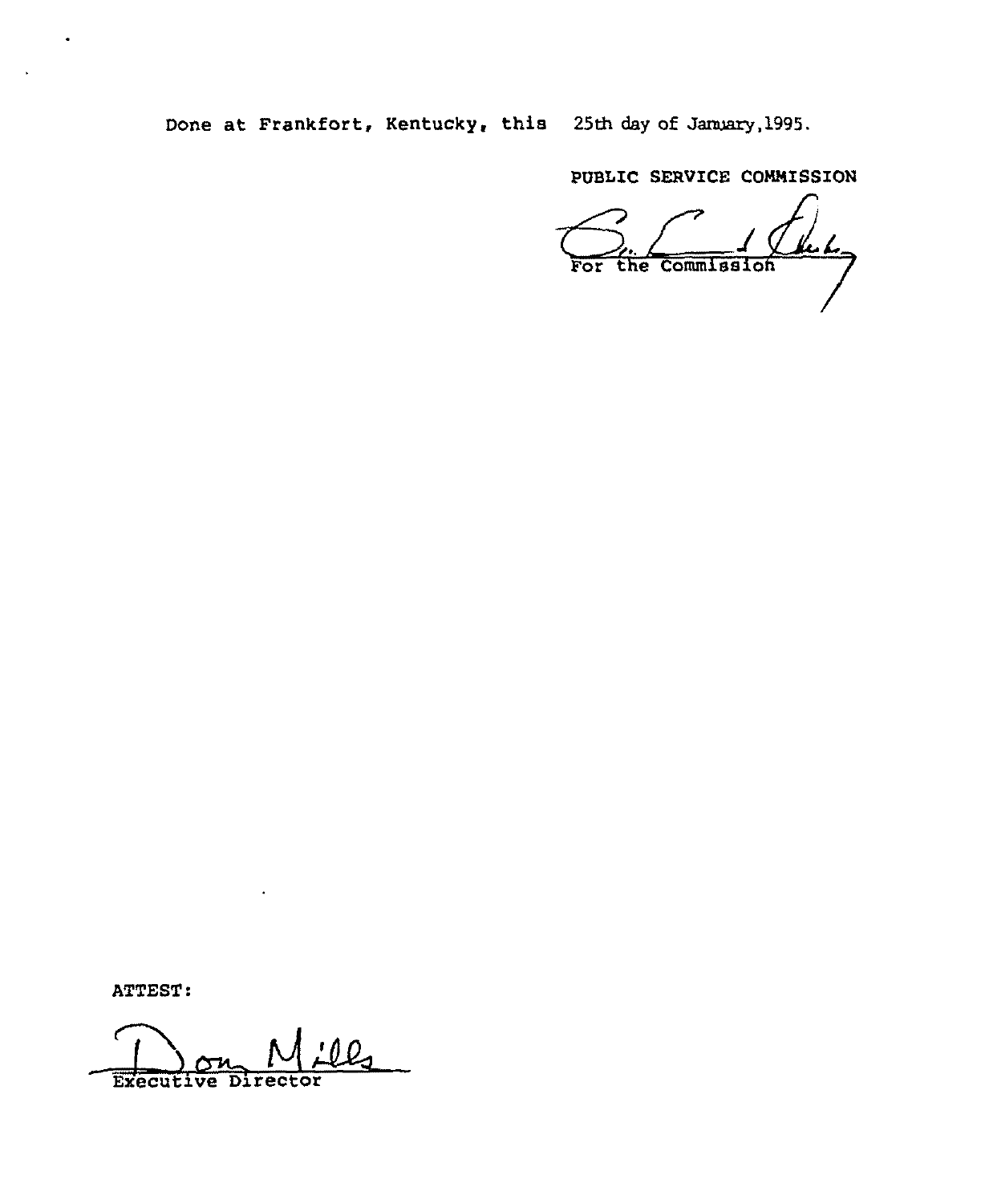Done at Frankfort, Kentucky, this 25th day of January, 1995.

PUBLIC SERVICE COMMISSION

For the Commission

ATTEST:

Executive Director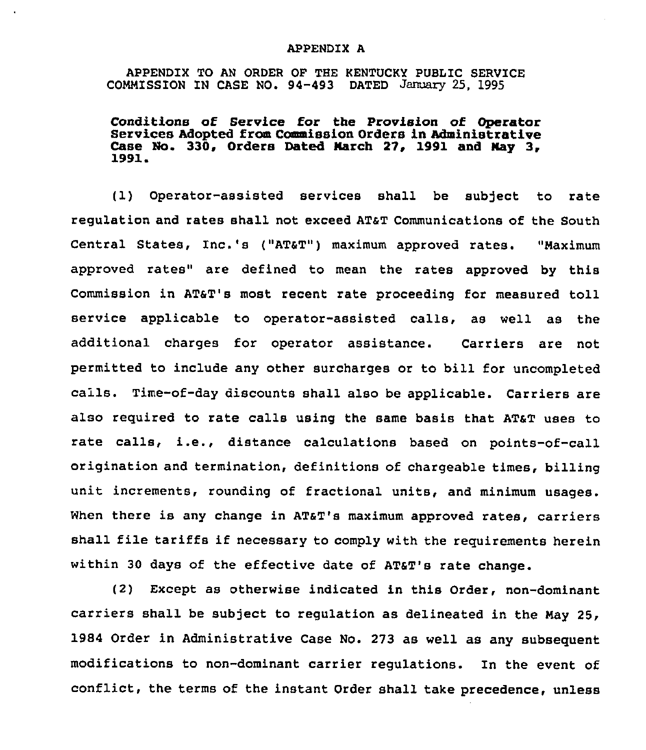APPENDIX A

APPENDIX TO AN ORDER OF THE KENTUCKY PUBLIC SERVICE COMMISSION IN CASE NO. 94-493 DATED January 25, 1995

**Conditions of Service for the Provision of Operator Services Adopted from Commission Orders in Administrative Case No. 330, Orders Dated March 27, 1991 and May 3, 1991.**

(1) Operator-assisted services shall be subject to rate regulation and rates shall not exceed AT&T Communications of the South Central States, Inc.'s ("AT&T") maximum approved rates. "Maximum approved rates" are defined to mean the rates approved by this Commission in AT&T's most recent rate proceeding for measured toll service applicable to operator-assisted calls, as well as the additional charges for operator assistance. Carriers are not permitted to include any other surcharges or to bill for uncompleted calls. Time-of-day discounts shall also be applicable. Carriers are also required to rate calls using the same basis that AT&T uses to rate calls, i.e., distance calculations based on points-of-call origination and termination, definitions of chargeable times, billing unit increments, rounding of fractional units, and minimum usages. When there is any change in AT&T's maximum approved rates, carriers shall file tariffs if necessary to comply with the requirements herein within 30 days of the effective date of AT&T's rate change.

(2) Except as otherwise indicated in this Order, non-dominant carriers shall be subject to regulation as delineated in the May 25, 1984 Order in Administrative Case No. 273 as well as any subsequent modifications to non-dominant carrier regulations. In the event of conflict, the terms of the instant Order shall take precedence, unless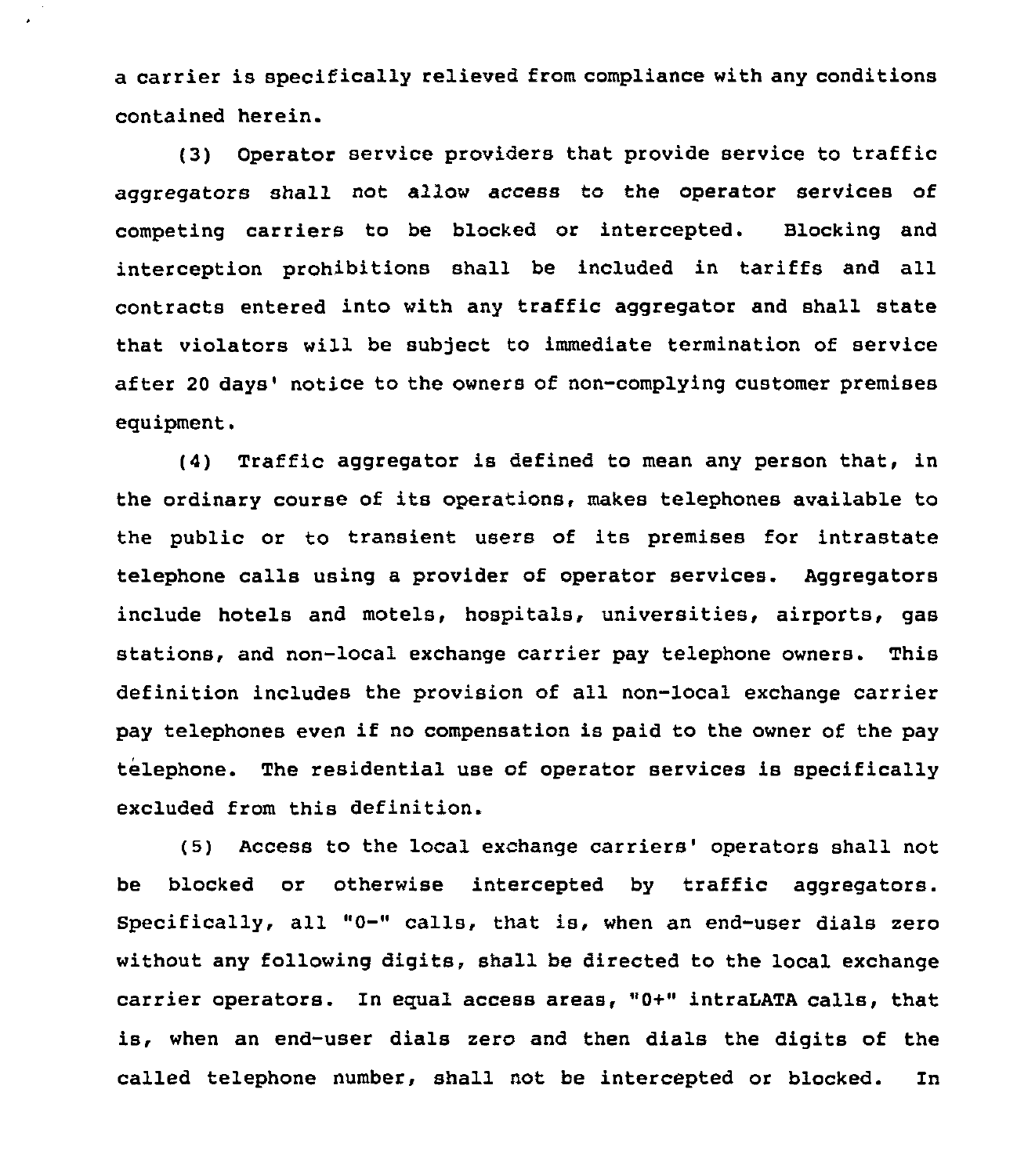a carrier is specifically relieved from compliance with any conditions contained herein.

(3) Operator service providers that provide service to traffic aggregators shall not allow access to the operator services of competing carriers to be blocked or intercepted. Blocking and interception prohibitions shall be included in tariffs and all contracts entered into with any traffic aggregator and shall state that violators will be subject to immediate termination of service after 20 days' notice to the owners of non-complying customer premises equipment.

(4) Traffic aggregator is defined to mean any person that, in the ordinary course of its operations, makes telephones available to the public or to transient users of its premises for intrastate telephone calls using a provider of operator services. Aggregators include hotels and motels, hospitals, universities, airports, gas stations, and non-local exchange carrier pay telephone owners. This definition includes the provision of all non-local exchange carrier pay telephones even if no compensation is paid to the owner of the pay telephone. The residential use of operator services is specifically excluded from this definition.

(5) Access to the local exchange carriers' operators shall not be blocked or otherwise intercepted by traffic aggregators. Specifically, all "0-" calls, that is, when an end-user dials zero without any following digits, shall be directed to the local exchange carrier operators. In equal access areas, "0+" intraLATA calls, that is, when an end-user dials zero and then dials the digits of the called telephone number, shall not be intercepted or blocked. In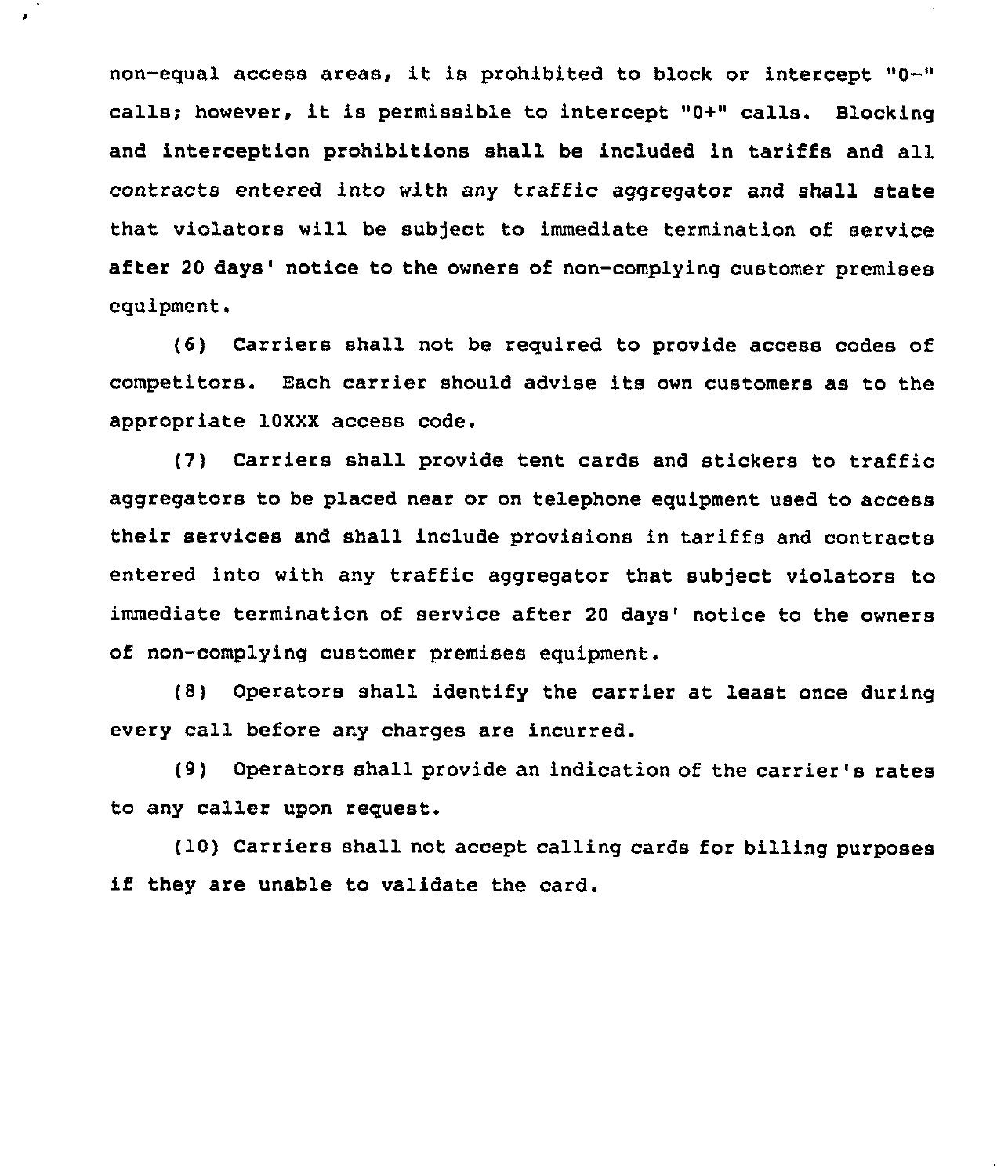non-equal access areas, it is prohibited to block or intercept "0-" calls; however, it is permissible to intercept "0+" calls. Blocking and interception prohibitions shall be included in tariffs and all contracts entered into with any traffic aggregator and shall state that violators will be subject to immediate termination of service after 20 days' notice to the owners of non-complying customer premises equipment.

(6) Carriers shall not be required to provide access codes of competitors. Each carrier should advise its own customers as to the appropriate 10XXX access code.

(7) Carriers shall provide tent cards and stickers to traffic aggregators to be placed near or on telephone equipment used to access their services and shall include provisions in tariffs and contracts entered into with any traffic aggregator that subject violators to immediate termination of service after 20 days' notice to the owners of non-complying customer premises equipment.

(8) Operators shall identify the carrier at least once during every call before any charges are incurred.

(9) Operators shall provide an indication of the carrier's rates to any caller upon request.

(10) Carriers shall not accept calling cards for billing purposes if they are unable to validate the card.